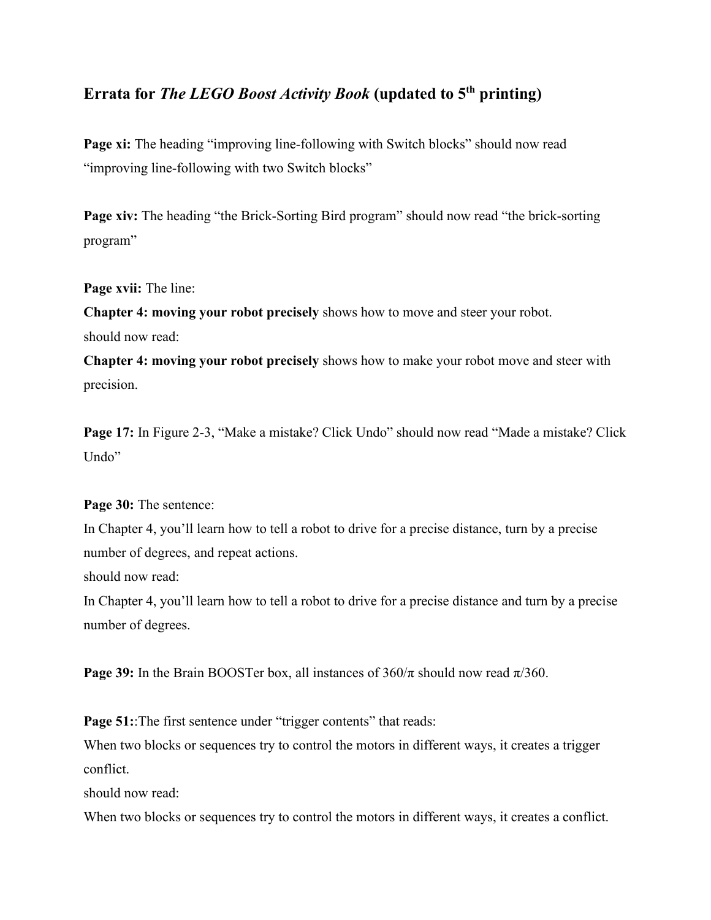## Errata for *The LEGO Boost Activity Book* (updated to 5th printing)

**Page xi:** The heading "improving line-following with Switch blocks" should now read "improving line-following with two Switch blocks"

**Page xiv:** The heading "the Brick-Sorting Bird program" should now read "the brick-sorting program"

**Page xvii:** The line:

**Chapter 4: moving your robot precisely** shows how to move and steer your robot.

should now read:

**Chapter 4: moving your robot precisely** shows how to make your robot move and steer with precision.

**Page 17:** In Figure 2-3, "Make a mistake? Click Undo" should now read "Made a mistake? Click Undo"

**Page 30:** The sentence:

In Chapter 4, you'll learn how to tell a robot to drive for a precise distance, turn by a precise number of degrees, and repeat actions.

should now read:

In Chapter 4, you'll learn how to tell a robot to drive for a precise distance and turn by a precise number of degrees.

**Page 39:** In the Brain BOOSTer box, all instances of $360/\pi$ should now read $\pi/360$.

**Page 51:**:The first sentence under "trigger contents" that reads:

When two blocks or sequences try to control the motors in different ways, it creates a trigger conflict.

should now read:

When two blocks or sequences try to control the motors in different ways, it creates a conflict.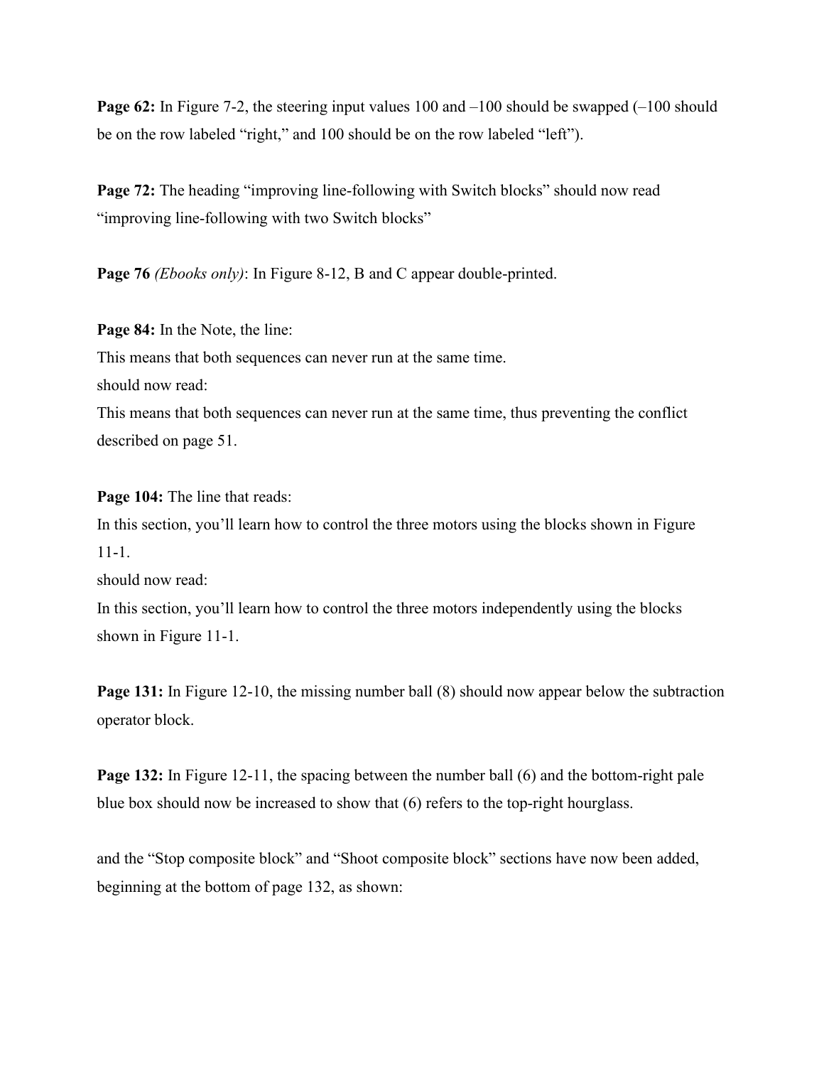**Page 62:** In Figure 7-2, the steering input values 100 and –100 should be swapped (–100 should be on the row labeled "right," and 100 should be on the row labeled "left").

**Page 72:** The heading "improving line-following with Switch blocks" should now read "improving line-following with two Switch blocks"

**Page 76** *(Ebooks only)*: In Figure 8-12, B and C appear double-printed.

**Page 84:** In the Note, the line:

This means that both sequences can never run at the same time.

should now read:

This means that both sequences can never run at the same time, thus preventing the conflict described on page 51.

**Page 104:** The line that reads:

In this section, you'll learn how to control the three motors using the blocks shown in Figure 11-1.

should now read:

In this section, you'll learn how to control the three motors independently using the blocks shown in Figure 11-1.

**Page 131:** In Figure 12-10, the missing number ball (8) should now appear below the subtraction operator block.

**Page 132:** In Figure 12-11, the spacing between the number ball (6) and the bottom-right pale blue box should now be increased to show that (6) refers to the top-right hourglass.

and the "Stop composite block" and "Shoot composite block" sections have now been added, beginning at the bottom of page 132, as shown: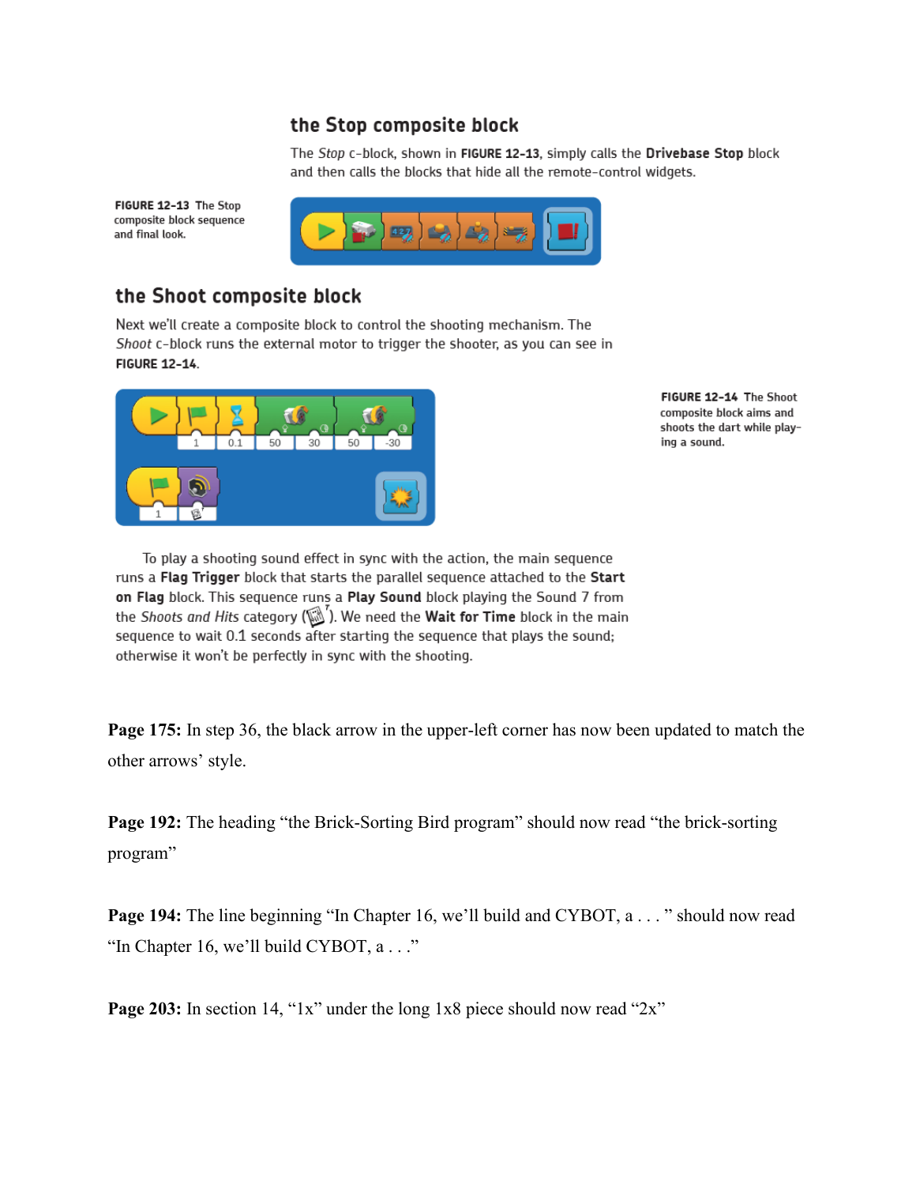## the Stop composite block

The *Stop* c-block, shown in **FIGURE 12-13**, simply calls the **Drivebase Stop** block and then calls the blocks that hide all the remote-control widgets.

**FIGURE 12-13** The Stop composite block sequence and final look.

## the Shoot composite block

Next we'll create a composite block to control the shooting mechanism. The *Shoot* c-block runs the external motor to trigger the shooter, as you can see in **FIGURE 12-14**.

**FIGURE 12-14** The Shoot composite block aims and shoots the dart while playing a sound.

To play a shooting sound effect in sync with the action, the main sequence runs a **Flag Trigger** block that starts the parallel sequence attached to the **Start on Flag** block. This sequence runs a **Play Sound** block playing the Sound 7 from the *Shoots and Hits* category. We need the **Wait for Time** block in the main sequence to wait 0.1 seconds after starting the sequence that plays the sound; otherwise it won't be perfectly in sync with the shooting.

**Page 175:** In step 36, the black arrow in the upper-left corner has now been updated to match the other arrows' style.

**Page 192:** The heading "the Brick-Sorting Bird program" should now read "the brick-sorting program"

**Page 194:** The line beginning "In Chapter 16, we'll build and CYBOT, a . . . " should now read "In Chapter 16, we'll build CYBOT, a . . ."

**Page 203:** In section 14, "1x" under the long 1x8 piece should now read "2x"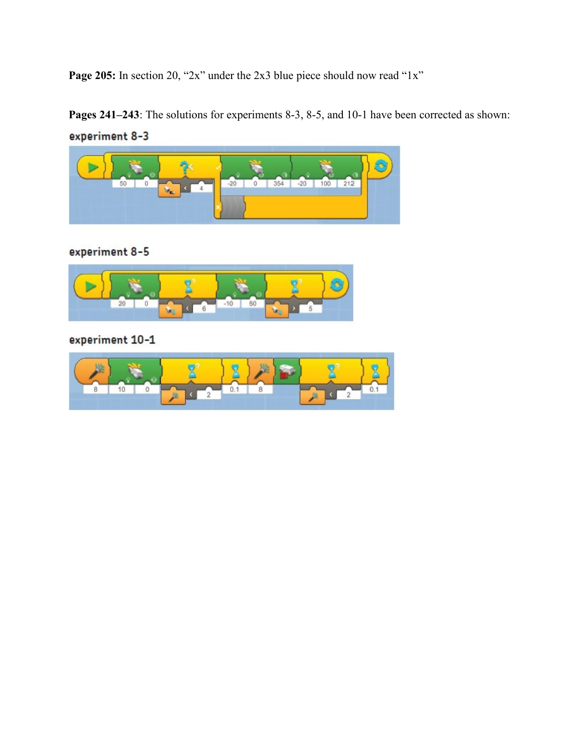**Page 205:** In section 20, “2x” under the 2x3 blue piece should now read “1x”

**Pages 241–243**: The solutions for experiments 8-3, 8-5, and 10-1 have been corrected as shown:

experiment 8-3

50 0 4 -20 0 354 -20 100 212

experiment 8-5

20 0 6 -10 50 5

experiment 10-1

8 10 0 2 0.1 8 2 0.1